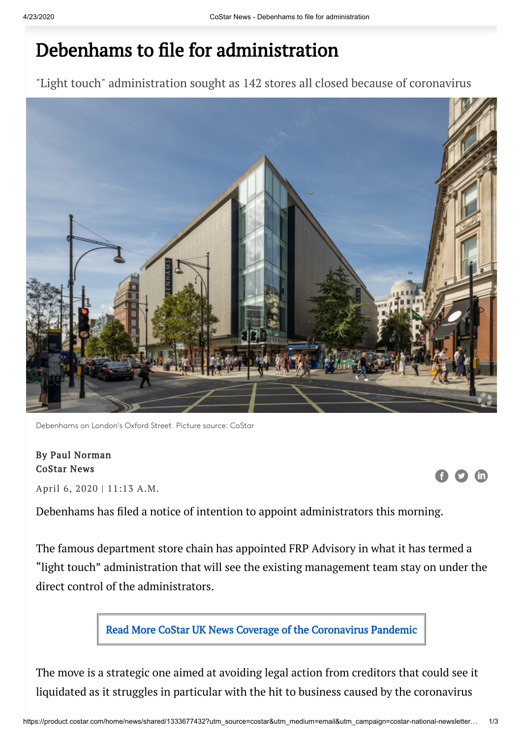# Debenhams to file for administration

"Light touch" administration sought as 142 stores all closed because of coronavirus

Debenhams on London's Oxford Street. Picture source: CoStar

By Paul Norman
CoStar News

April 6, 2020 | 11:13 A.M.

Debenhams has filed a notice of intention to appoint administrators this morning.

The famous department store chain has appointed FRP Advisory in what it has termed a "light touch" administration that will see the existing management team stay on under the direct control of the administrators.

Read More CoStar UK News Coverage of the Coronavirus Pandemic

The move is a strategic one aimed at avoiding legal action from creditors that could see it liquidated as it struggles in particular with the hit to business caused by the coronavirus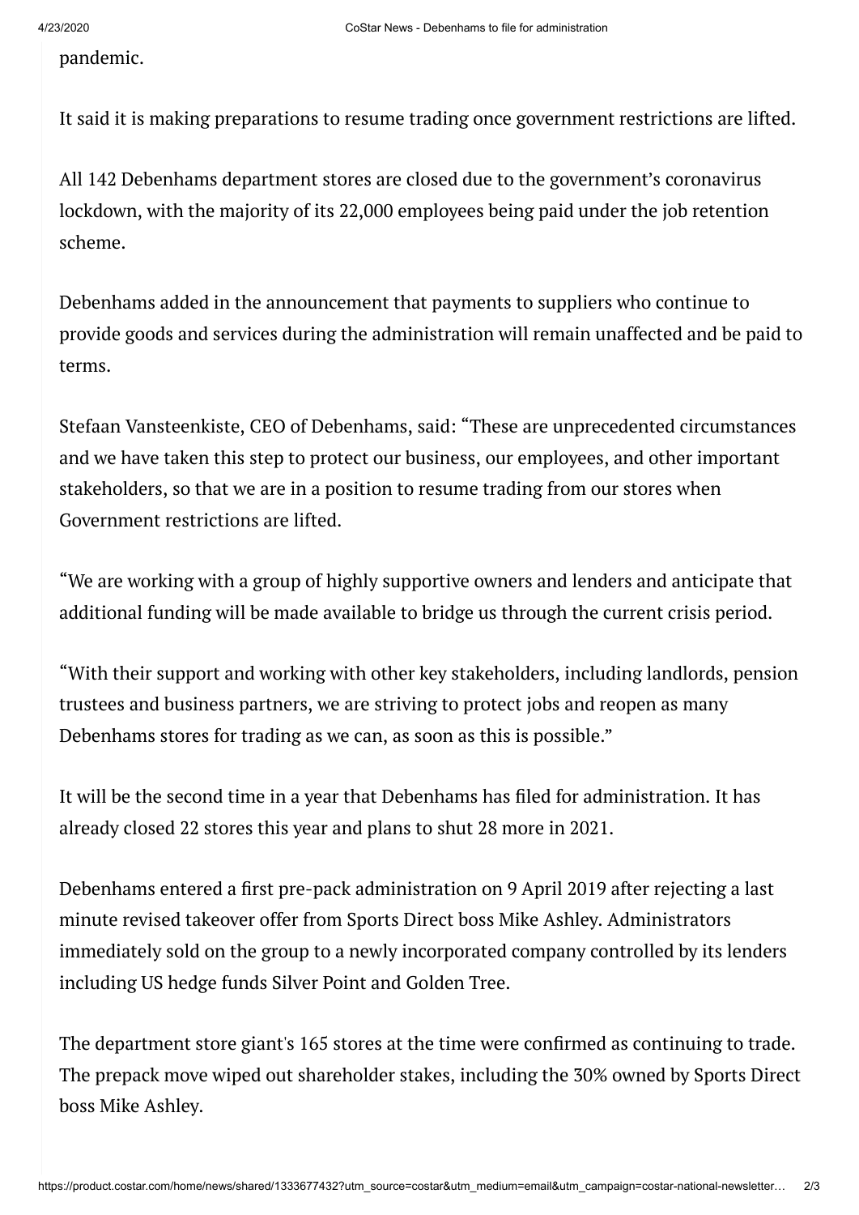pandemic.

It said it is making preparations to resume trading once government restrictions are lifted.

All 142 Debenhams department stores are closed due to the government's coronavirus lockdown, with the majority of its 22,000 employees being paid under the job retention scheme.

Debenhams added in the announcement that payments to suppliers who continue to provide goods and services during the administration will remain unaffected and be paid to terms.

Stefaan Vansteenkiste, CEO of Debenhams, said: "These are unprecedented circumstances and we have taken this step to protect our business, our employees, and other important stakeholders, so that we are in a position to resume trading from our stores when Government restrictions are lifted.

"We are working with a group of highly supportive owners and lenders and anticipate that additional funding will be made available to bridge us through the current crisis period.

"With their support and working with other key stakeholders, including landlords, pension trustees and business partners, we are striving to protect jobs and reopen as many Debenhams stores for trading as we can, as soon as this is possible."

It will be the second time in a year that Debenhams has filed for administration. It has already closed 22 stores this year and plans to shut 28 more in 2021.

Debenhams entered a first pre-pack administration on 9 April 2019 after rejecting a last minute revised takeover offer from Sports Direct boss Mike Ashley. Administrators immediately sold on the group to a newly incorporated company controlled by its lenders including US hedge funds Silver Point and Golden Tree.

The department store giant's 165 stores at the time were confirmed as continuing to trade. The prepack move wiped out shareholder stakes, including the 30% owned by Sports Direct boss Mike Ashley.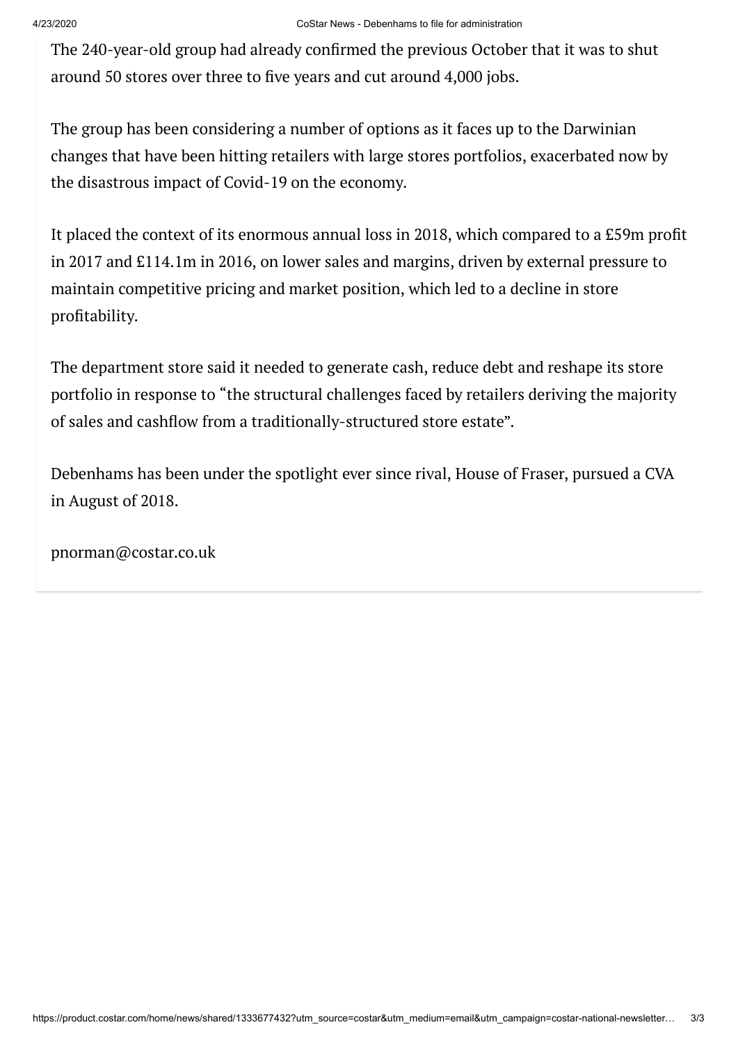The 240-year-old group had already confirmed the previous October that it was to shut around 50 stores over three to five years and cut around 4,000 jobs.

The group has been considering a number of options as it faces up to the Darwinian changes that have been hitting retailers with large stores portfolios, exacerbated now by the disastrous impact of Covid-19 on the economy.

It placed the context of its enormous annual loss in 2018, which compared to a £59m profit in 2017 and £114.1m in 2016, on lower sales and margins, driven by external pressure to maintain competitive pricing and market position, which led to a decline in store profitability.

The department store said it needed to generate cash, reduce debt and reshape its store portfolio in response to "the structural challenges faced by retailers deriving the majority of sales and cashflow from a traditionally-structured store estate".

Debenhams has been under the spotlight ever since rival, House of Fraser, pursued a CVA in August of 2018.

pnorman@costar.co.uk